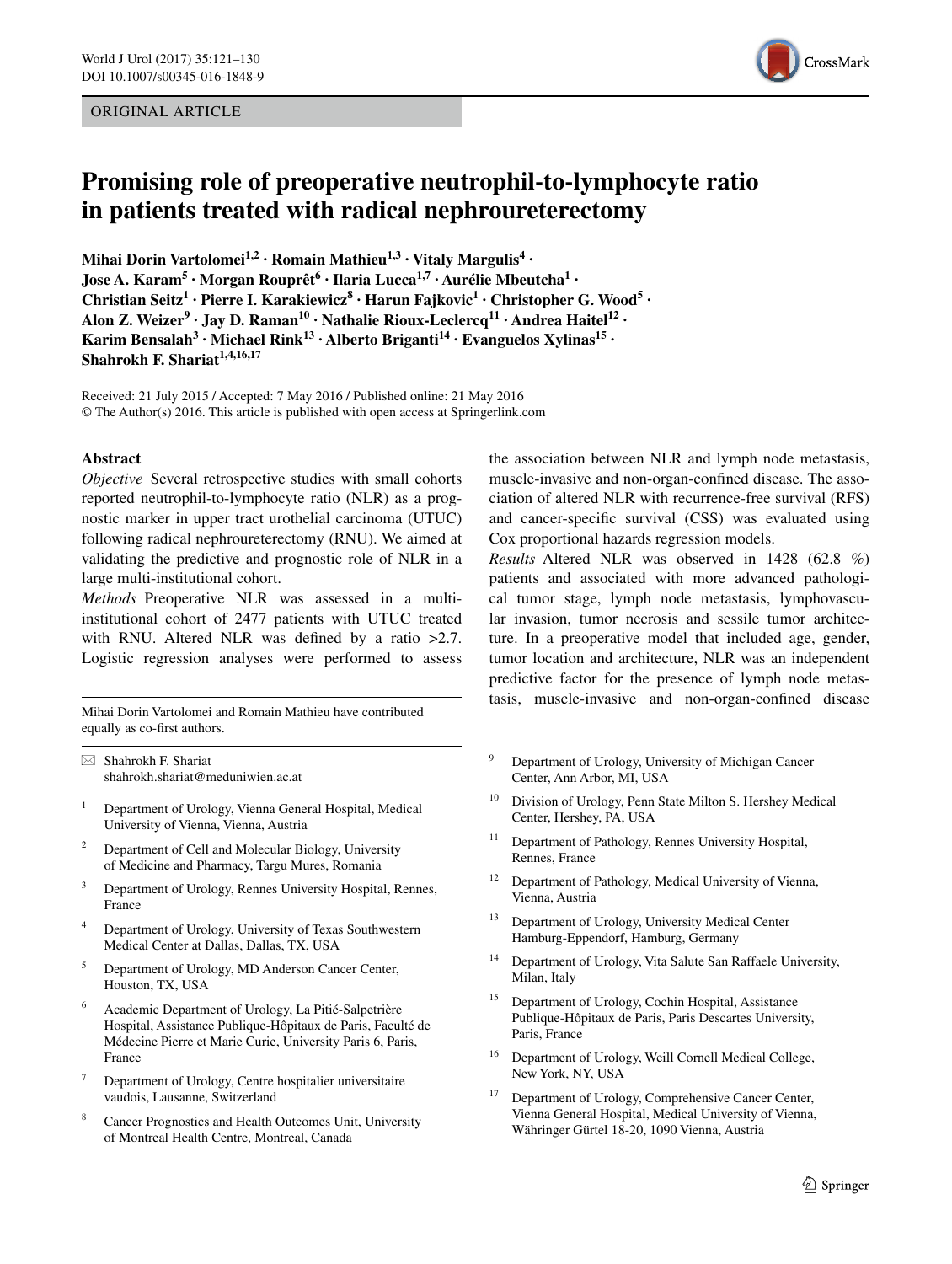ORIGINAL ARTICLE

# Promising role of preoperative neutrophil-to-lymphocyte ratio in patients treated with radical nephroureterectomy

**Mihai Dorin Vartolomei[1,2] · Romain Mathieu[1,3] · Vitaly Margulis[4] · Jose A. Karam[5] · Morgan Rouprêt[6] · Ilaria Lucca[1,7] · Aurélie Mbeutcha[1] · Christian Seitz[1] · Pierre I. Karakiewicz[8] · Harun Fajkovic[1] · Christopher G. Wood[5] · Alon Z. Weizer[9] · Jay D. Raman[10] · Nathalie Rioux-Leclercq[11] · Andrea Haitel[12] · Karim Bensalah[3] · Michael Rink[13] · Alberto Briganti[14] · Evanguelos Xylinas[15] · Shahrokh F. Shariat[1,4,16,17]**

Received: 21 July 2015 / Accepted: 7 May 2016 / Published online: 21 May 2016
© The Author(s) 2016. This article is published with open access at Springerlink.com

## Abstract

*Objective* Several retrospective studies with small cohorts reported neutrophil-to-lymphocyte ratio (NLR) as a prognostic marker in upper tract urothelial carcinoma (UTUC) following radical nephroureterectomy (RNU). We aimed at validating the predictive and prognostic role of NLR in a large multi-institutional cohort.

*Methods* Preoperative NLR was assessed in a multi-institutional cohort of 2477 patients with UTUC treated with RNU. Altered NLR was defined by a ratio >2.7. Logistic regression analyses were performed to assess the association between NLR and lymph node metastasis, muscle-invasive and non-organ-confined disease. The association of altered NLR with recurrence-free survival (RFS) and cancer-specific survival (CSS) was evaluated using Cox proportional hazards regression models.

*Results* Altered NLR was observed in 1428 (62.8 %) patients and associated with more advanced pathological tumor stage, lymph node metastasis, lymphovascular invasion, tumor necrosis and sessile tumor architecture. In a preoperative model that included age, gender, tumor location and architecture, NLR was an independent predictive factor for the presence of lymph node metastasis, muscle-invasive and non-organ-confined disease

Mihai Dorin Vartolomei and Romain Mathieu have contributed equally as co-first authors.

✉ Shahrokh F. Shariat
shahrokh.shariat@meduniwien.ac.at

1. Department of Urology, Vienna General Hospital, Medical University of Vienna, Vienna, Austria
2. Department of Cell and Molecular Biology, University of Medicine and Pharmacy, Targu Mures, Romania
3. Department of Urology, Rennes University Hospital, Rennes, France
4. Department of Urology, University of Texas Southwestern Medical Center at Dallas, Dallas, TX, USA
5. Department of Urology, MD Anderson Cancer Center, Houston, TX, USA
6. Academic Department of Urology, La Pitié-Salpetrière Hospital, Assistance Publique-Hôpitaux de Paris, Faculté de Médecine Pierre et Marie Curie, University Paris 6, Paris, France
7. Department of Urology, Centre hospitalier universitaire vaudois, Lausanne, Switzerland
8. Cancer Prognostics and Health Outcomes Unit, University of Montreal Health Centre, Montreal, Canada
9. Department of Urology, University of Michigan Cancer Center, Ann Arbor, MI, USA
10. Division of Urology, Penn State Milton S. Hershey Medical Center, Hershey, PA, USA
11. Department of Pathology, Rennes University Hospital, Rennes, France
12. Department of Pathology, Medical University of Vienna, Vienna, Austria
13. Department of Urology, University Medical Center Hamburg-Eppendorf, Hamburg, Germany
14. Department of Urology, Vita Salute San Raffaele University, Milan, Italy
15. Department of Urology, Cochin Hospital, Assistance Publique-Hôpitaux de Paris, Paris Descartes University, Paris, France
16. Department of Urology, Weill Cornell Medical College, New York, NY, USA
17. Department of Urology, Comprehensive Cancer Center, Vienna General Hospital, Medical University of Vienna, Währinger Gürtel 18-20, 1090 Vienna, Austria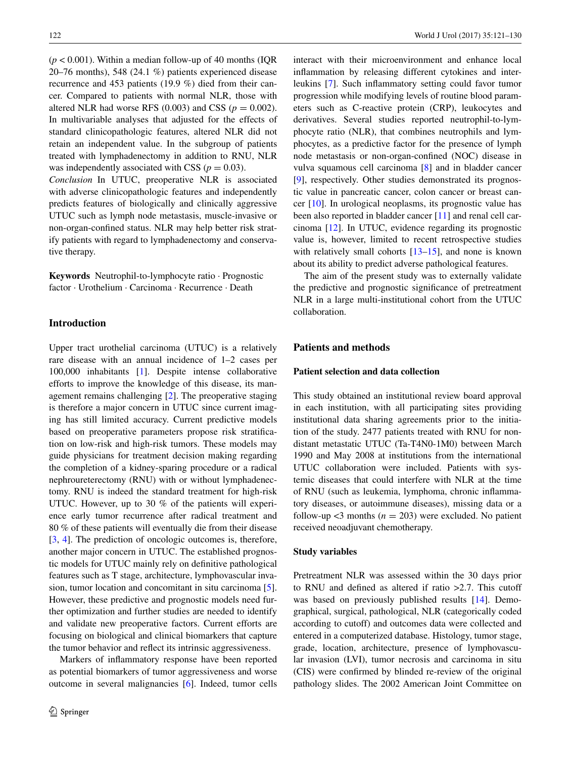($p < 0.001$). Within a median follow-up of 40 months (IQR 20–76 months), 548 (24.1 %) patients experienced disease recurrence and 453 patients (19.9 %) died from their cancer. Compared to patients with normal NLR, those with altered NLR had worse RFS (0.003) and CSS ($p = 0.002$). In multivariable analyses that adjusted for the effects of standard clinicopathologic features, altered NLR did not retain an independent value. In the subgroup of patients treated with lymphadenectomy in addition to RNU, NLR was independently associated with CSS ($p = 0.03$).

*Conclusion* In UTUC, preoperative NLR is associated with adverse clinicopathologic features and independently predicts features of biologically and clinically aggressive UTUC such as lymph node metastasis, muscle-invasive or non-organ-confined status. NLR may help better risk stratify patients with regard to lymphadenectomy and conservative therapy.

**Keywords** Neutrophil-to-lymphocyte ratio · Prognostic factor · Urothelium · Carcinoma · Recurrence · Death

## Introduction

Upper tract urothelial carcinoma (UTUC) is a relatively rare disease with an annual incidence of 1–2 cases per 100,000 inhabitants [1]. Despite intense collaborative efforts to improve the knowledge of this disease, its management remains challenging [2]. The preoperative staging is therefore a major concern in UTUC since current imaging has still limited accuracy. Current predictive models based on preoperative parameters propose risk stratification on low-risk and high-risk tumors. These models may guide physicians for treatment decision making regarding the completion of a kidney-sparing procedure or a radical nephroureterectomy (RNU) with or without lymphadenectomy. RNU is indeed the standard treatment for high-risk UTUC. However, up to 30 % of the patients will experience early tumor recurrence after radical treatment and 80 % of these patients will eventually die from their disease [3, 4]. The prediction of oncologic outcomes is, therefore, another major concern in UTUC. The established prognostic models for UTUC mainly rely on definitive pathological features such as T stage, architecture, lymphovascular invasion, tumor location and concomitant in situ carcinoma [5]. However, these predictive and prognostic models need further optimization and further studies are needed to identify and validate new preoperative factors. Current efforts are focusing on biological and clinical biomarkers that capture the tumor behavior and reflect its intrinsic aggressiveness.

Markers of inflammatory response have been reported as potential biomarkers of tumor aggressiveness and worse outcome in several malignancies [6]. Indeed, tumor cells interact with their microenvironment and enhance local inflammation by releasing different cytokines and interleukins [7]. Such inflammatory setting could favor tumor progression while modifying levels of routine blood parameters such as C-reactive protein (CRP), leukocytes and derivatives. Several studies reported neutrophil-to-lymphocyte ratio (NLR), that combines neutrophils and lymphocytes, as a predictive factor for the presence of lymph node metastasis or non-organ-confined (NOC) disease in vulva squamous cell carcinoma [8] and in bladder cancer [9], respectively. Other studies demonstrated its prognostic value in pancreatic cancer, colon cancer or breast cancer [10]. In urological neoplasms, its prognostic value has been also reported in bladder cancer [11] and renal cell carcinoma [12]. In UTUC, evidence regarding its prognostic value is, however, limited to recent retrospective studies with relatively small cohorts [13–15], and none is known about its ability to predict adverse pathological features.

The aim of the present study was to externally validate the predictive and prognostic significance of pretreatment NLR in a large multi-institutional cohort from the UTUC collaboration.

## Patients and methods

### Patient selection and data collection

This study obtained an institutional review board approval in each institution, with all participating sites providing institutional data sharing agreements prior to the initiation of the study. 2477 patients treated with RNU for non-distant metastatic UTUC (Ta-T4N0-1M0) between March 1990 and May 2008 at institutions from the international UTUC collaboration were included. Patients with systemic diseases that could interfere with NLR at the time of RNU (such as leukemia, lymphoma, chronic inflammatory diseases, or autoimmune diseases), missing data or a follow-up <3 months ($n = 203$) were excluded. No patient received neoadjuvant chemotherapy.

### Study variables

Pretreatment NLR was assessed within the 30 days prior to RNU and defined as altered if ratio >2.7. This cutoff was based on previously published results [14]. Demographical, surgical, pathological, NLR (categorically coded according to cutoff) and outcomes data were collected and entered in a computerized database. Histology, tumor stage, grade, location, architecture, presence of lymphovascular invasion (LVI), tumor necrosis and carcinoma in situ (CIS) were confirmed by blinded re-review of the original pathology slides. The 2002 American Joint Committee on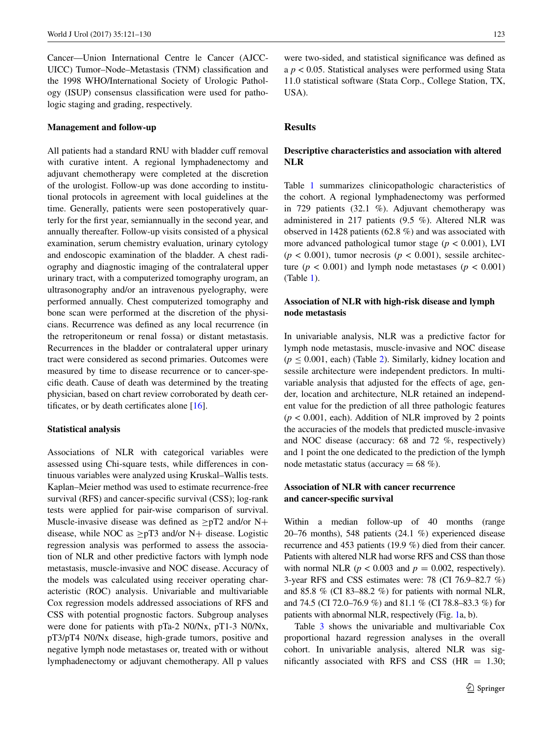Cancer—Union International Centre le Cancer (AJCC-UICC) Tumor–Node–Metastasis (TNM) classification and the 1998 WHO/International Society of Urologic Pathology (ISUP) consensus classification were used for pathologic staging and grading, respectively.

### Management and follow-up

All patients had a standard RNU with bladder cuff removal with curative intent. A regional lymphadenectomy and adjuvant chemotherapy were completed at the discretion of the urologist. Follow-up was done according to institutional protocols in agreement with local guidelines at the time. Generally, patients were seen postoperatively quarterly for the first year, semiannually in the second year, and annually thereafter. Follow-up visits consisted of a physical examination, serum chemistry evaluation, urinary cytology and endoscopic examination of the bladder. A chest radiography and diagnostic imaging of the contralateral upper urinary tract, with a computerized tomography urogram, an ultrasonography and/or an intravenous pyelography, were performed annually. Chest computerized tomography and bone scan were performed at the discretion of the physicians. Recurrence was defined as any local recurrence (in the retroperitoneum or renal fossa) or distant metastasis. Recurrences in the bladder or contralateral upper urinary tract were considered as second primaries. Outcomes were measured by time to disease recurrence or to cancer-specific death. Cause of death was determined by the treating physician, based on chart review corroborated by death certificates, or by death certificates alone [16].

### Statistical analysis

Associations of NLR with categorical variables were assessed using Chi-square tests, while differences in continuous variables were analyzed using Kruskal–Wallis tests. Kaplan–Meier method was used to estimate recurrence-free survival (RFS) and cancer-specific survival (CSS); log-rank tests were applied for pair-wise comparison of survival. Muscle-invasive disease was defined as ≥pT2 and/or N+ disease, while NOC as ≥pT3 and/or N+ disease. Logistic regression analysis was performed to assess the association of NLR and other predictive factors with lymph node metastasis, muscle-invasive and NOC disease. Accuracy of the models was calculated using receiver operating characteristic (ROC) analysis. Univariable and multivariable Cox regression models addressed associations of RFS and CSS with potential prognostic factors. Subgroup analyses were done for patients with pTa-2 N0/Nx, pT1-3 N0/Nx, pT3/pT4 N0/Nx disease, high-grade tumors, positive and negative lymph node metastases or, treated with or without lymphadenectomy or adjuvant chemotherapy. All p values were two-sided, and statistical significance was defined as a $p < 0.05$. Statistical analyses were performed using Stata 11.0 statistical software (Stata Corp., College Station, TX, USA).

## Results

### Descriptive characteristics and association with altered NLR

Table 1 summarizes clinicopathologic characteristics of the cohort. A regional lymphadenectomy was performed in 729 patients (32.1 %). Adjuvant chemotherapy was administered in 217 patients (9.5 %). Altered NLR was observed in 1428 patients (62.8 %) and was associated with more advanced pathological tumor stage ($p < 0.001$), LVI ($p < 0.001$), tumor necrosis ($p < 0.001$), sessile architecture ($p < 0.001$) and lymph node metastases ($p < 0.001$) (Table 1).

### Association of NLR with high-risk disease and lymph node metastasis

In univariable analysis, NLR was a predictive factor for lymph node metastasis, muscle-invasive and NOC disease ($p \leq 0.001$, each) (Table 2). Similarly, kidney location and sessile architecture were independent predictors. In multivariable analysis that adjusted for the effects of age, gender, location and architecture, NLR retained an independent value for the prediction of all three pathologic features ($p < 0.001$, each). Addition of NLR improved by 2 points the accuracies of the models that predicted muscle-invasive and NOC disease (accuracy: 68 and 72 %, respectively) and 1 point the one dedicated to the prediction of the lymph node metastatic status (accuracy = 68 %).

### Association of NLR with cancer recurrence and cancer-specific survival

Within a median follow-up of 40 months (range 20–76 months), 548 patients (24.1 %) experienced disease recurrence and 453 patients (19.9 %) died from their cancer. Patients with altered NLR had worse RFS and CSS than those with normal NLR ($p < 0.003$ and $p = 0.002$, respectively). 3-year RFS and CSS estimates were: 78 (CI 76.9–82.7 %) and 85.8 % (CI 83–88.2 %) for patients with normal NLR, and 74.5 (CI 72.0–76.9 %) and 81.1 % (CI 78.8–83.3 %) for patients with abnormal NLR, respectively (Fig. 1a, b).

Table 3 shows the univariable and multivariable Cox proportional hazard regression analyses in the overall cohort. In univariable analysis, altered NLR was significantly associated with RFS and CSS (HR = 1.30;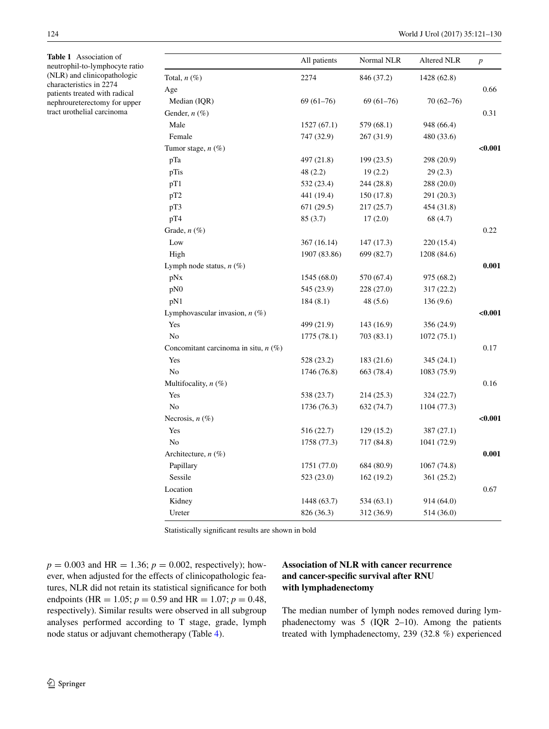**Table 1** Association of neutrophil-to-lymphocyte ratio (NLR) and clinicopathologic characteristics in 2274 patients treated with radical nephroureterectomy for upper tract urothelial carcinoma

| | All patients | Normal NLR | Altered NLR | *p* |
|---|---|---|---|---|
| Total, *n* (%) | 2274 | 846 (37.2) | 1428 (62.8) | |
| Age | | | | 0.66 |
| Median (IQR) | 69 (61–76) | 69 (61–76) | 70 (62–76) | |
| Gender, *n* (%) | | | | 0.31 |
| Male | 1527 (67.1) | 579 (68.1) | 948 (66.4) | |
| Female | 747 (32.9) | 267 (31.9) | 480 (33.6) | |
| Tumor stage, *n* (%) | | | | **<0.001** |
| pTa | 497 (21.8) | 199 (23.5) | 298 (20.9) | |
| pTis | 48 (2.2) | 19 (2.2) | 29 (2.3) | |
| pT1 | 532 (23.4) | 244 (28.8) | 288 (20.0) | |
| pT2 | 441 (19.4) | 150 (17.8) | 291 (20.3) | |
| pT3 | 671 (29.5) | 217 (25.7) | 454 (31.8) | |
| pT4 | 85 (3.7) | 17 (2.0) | 68 (4.7) | |
| Grade, *n* (%) | | | | 0.22 |
| Low | 367 (16.14) | 147 (17.3) | 220 (15.4) | |
| High | 1907 (83.86) | 699 (82.7) | 1208 (84.6) | |
| Lymph node status, *n* (%) | | | | **0.001** |
| pNx | 1545 (68.0) | 570 (67.4) | 975 (68.2) | |
| pN0 | 545 (23.9) | 228 (27.0) | 317 (22.2) | |
| pN1 | 184 (8.1) | 48 (5.6) | 136 (9.6) | |
| Lymphovascular invasion, *n* (%) | | | | **<0.001** |
| Yes | 499 (21.9) | 143 (16.9) | 356 (24.9) | |
| No | 1775 (78.1) | 703 (83.1) | 1072 (75.1) | |
| Concomitant carcinoma in situ, *n* (%) | | | | 0.17 |
| Yes | 528 (23.2) | 183 (21.6) | 345 (24.1) | |
| No | 1746 (76.8) | 663 (78.4) | 1083 (75.9) | |
| Multifocality, *n* (%) | | | | 0.16 |
| Yes | 538 (23.7) | 214 (25.3) | 324 (22.7) | |
| No | 1736 (76.3) | 632 (74.7) | 1104 (77.3) | |
| Necrosis, *n* (%) | | | | **<0.001** |
| Yes | 516 (22.7) | 129 (15.2) | 387 (27.1) | |
| No | 1758 (77.3) | 717 (84.8) | 1041 (72.9) | |
| Architecture, *n* (%) | | | | **0.001** |
| Papillary | 1751 (77.0) | 684 (80.9) | 1067 (74.8) | |
| Sessile | 523 (23.0) | 162 (19.2) | 361 (25.2) | |
| Location | | | | 0.67 |
| Kidney | 1448 (63.7) | 534 (63.1) | 914 (64.0) | |
| Ureter | 826 (36.3) | 312 (36.9) | 514 (36.0) | |

Statistically significant results are shown in bold

$p = 0.003$ and HR = 1.36; $p = 0.002$, respectively); however, when adjusted for the effects of clinicopathologic features, NLR did not retain its statistical significance for both endpoints (HR = 1.05; $p = 0.59$ and HR = 1.07; $p = 0.48$, respectively). Similar results were observed in all subgroup analyses performed according to T stage, grade, lymph node status or adjuvant chemotherapy (Table 4).

### Association of NLR with cancer recurrence and cancer-specific survival after RNU with lymphadenectomy

The median number of lymph nodes removed during lymphadenectomy was 5 (IQR 2–10). Among the patients treated with lymphadenectomy, 239 (32.8 %) experienced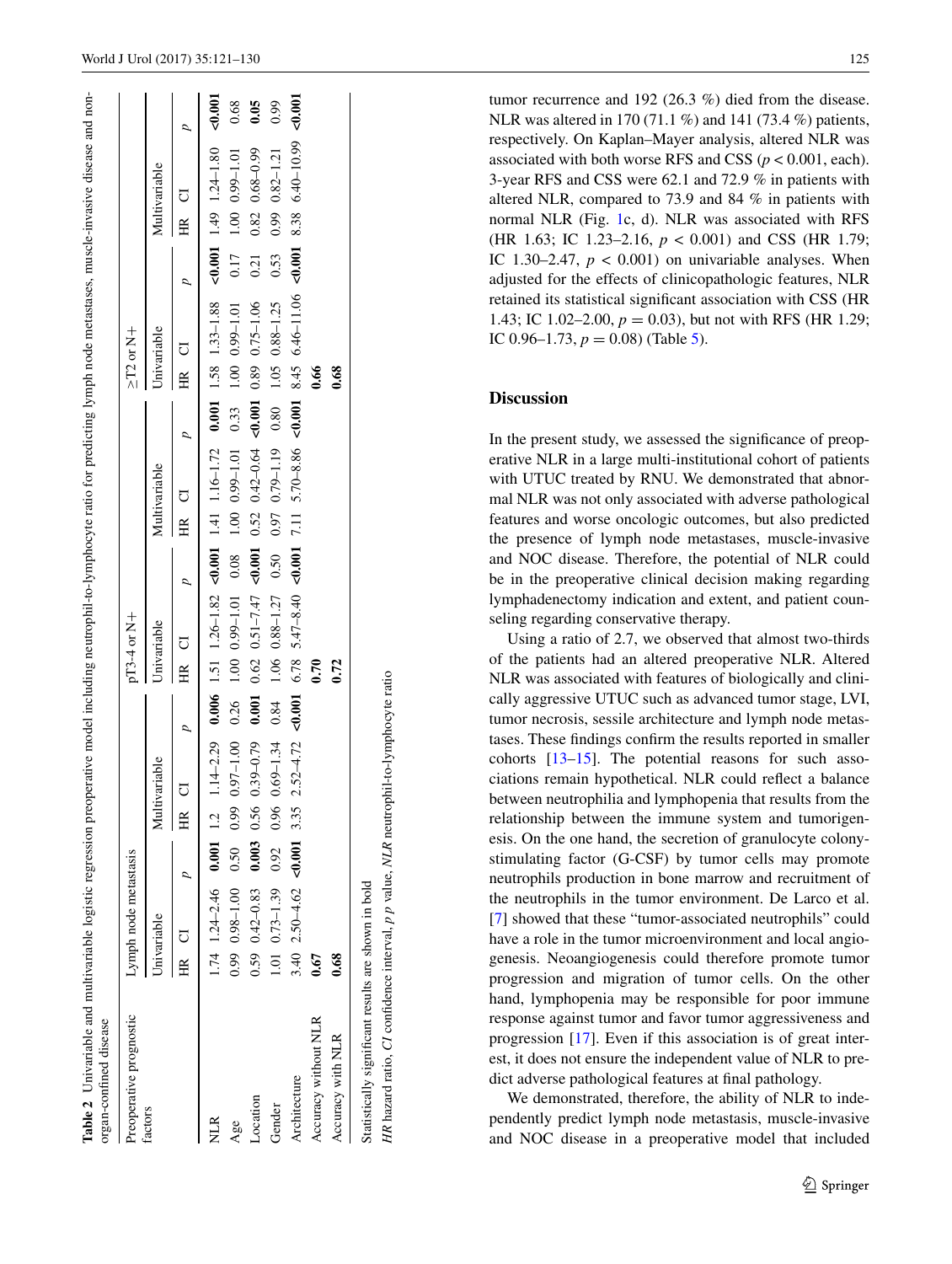**Table 2** Univariable and multivariable logistic regression preoperative model including neutrophil-to-lymphocyte ratio for predicting lymph node metastases, muscle-invasive disease and non-organ-confined disease

| Preoperative prognostic factors | Lymph node metastasis | | | | | | pT3-4 or N+ | | | | | | ≥T2 or N+ | | | | | |
|---|---|---|---|---|---|---|---|---|---|---|---|---|---|---|---|---|---|---|
| | Univariable | | | Multivariable | | | Univariable | | | Multivariable | | | Univariable | | | Multivariable | | |
| | HR | CI | *p* | HR | CI | *p* | HR | CI | *p* | HR | CI | *p* | HR | CI | *p* | HR | CI | *p* |
| NLR | 1.74 | 1.24–2.46 | **0.001** | 1.2 | 1.14–2.29 | **0.006** | 1.51 | 1.26–1.82 | **<0.001** | 1.41 | 1.16–1.72 | **0.001** | 1.58 | 1.33–1.88 | **<0.001** | 1.49 | 1.24–1.80 | **<0.001** |
| Age | 0.99 | 0.98–1.00 | 0.50 | 0.99 | 0.97–1.00 | 0.26 | 1.00 | 0.99–1.01 | 0.08 | 1.00 | 0.99–1.01 | 0.33 | 1.00 | 0.99–1.01 | 0.17 | 1.00 | 0.99–1.01 | 0.68 |
| Location | 0.59 | 0.42–0.83 | **0.003** | 0.56 | 0.39–0.79 | **0.001** | 0.62 | 0.51–7.47 | **<0.001** | 0.52 | 0.42–0.64 | **<0.001** | 0.89 | 0.75–1.06 | 0.21 | 0.82 | 0.68–0.99 | **0.05** |
| Gender | 1.01 | 0.73–1.39 | 0.92 | 0.96 | 0.69–1.34 | 0.84 | 1.06 | 0.88–1.27 | 0.50 | 0.97 | 0.79–1.19 | 0.80 | 1.05 | 0.88–1.25 | 0.53 | 0.99 | 0.82–1.21 | 0.99 |
| Architecture | 3.40 | 2.50–4.62 | **<0.001** | 3.35 | 2.52–4.72 | **<0.001** | 6.78 | 5.47–8.40 | **<0.001** | 7.11 | 5.70–8.86 | **<0.001** | 8.45 | 6.46–11.06 | **<0.001** | 8.38 | 6.40–10.99 | **<0.001** |
| Accuracy without NLR | **0.67** | | | | | | **0.70** | | | | | | **0.66** | | | | | |
| Accuracy with NLR | **0.68** | | | | | | **0.72** | | | | | | **0.68** | | | | | |

Statistically significant results are shown in bold

*HR* hazard ratio, *CI* confidence interval, *p* *p* value, *NLR* neutrophil-to-lymphocyte ratio

tumor recurrence and 192 (26.3 %) died from the disease. NLR was altered in 170 (71.1 %) and 141 (73.4 %) patients, respectively. On Kaplan–Mayer analysis, altered NLR was associated with both worse RFS and CSS ($p < 0.001$, each). 3-year RFS and CSS were 62.1 and 72.9 % in patients with altered NLR, compared to 73.9 and 84 % in patients with normal NLR (Fig. 1c, d). NLR was associated with RFS (HR 1.63; IC 1.23–2.16, $p < 0.001$) and CSS (HR 1.79; IC 1.30–2.47, $p < 0.001$) on univariable analyses. When adjusted for the effects of clinicopathologic features, NLR retained its statistical significant association with CSS (HR 1.43; IC 1.02–2.00, $p = 0.03$), but not with RFS (HR 1.29; IC 0.96–1.73, $p = 0.08$) (Table 5).

## Discussion

In the present study, we assessed the significance of preoperative NLR in a large multi-institutional cohort of patients with UTUC treated by RNU. We demonstrated that abnormal NLR was not only associated with adverse pathological features and worse oncologic outcomes, but also predicted the presence of lymph node metastases, muscle-invasive and NOC disease. Therefore, the potential of NLR could be in the preoperative clinical decision making regarding lymphadenectomy indication and extent, and patient counseling regarding conservative therapy.

Using a ratio of 2.7, we observed that almost two-thirds of the patients had an altered preoperative NLR. Altered NLR was associated with features of biologically and clinically aggressive UTUC such as advanced tumor stage, LVI, tumor necrosis, sessile architecture and lymph node metastases. These findings confirm the results reported in smaller cohorts [13–15]. The potential reasons for such associations remain hypothetical. NLR could reflect a balance between neutrophilia and lymphopenia that results from the relationship between the immune system and tumorigenesis. On the one hand, the secretion of granulocyte colony-stimulating factor (G-CSF) by tumor cells may promote neutrophils production in bone marrow and recruitment of the neutrophils in the tumor environment. De Larco et al. [7] showed that these "tumor-associated neutrophils" could have a role in the tumor microenvironment and local angiogenesis. Neoangiogenesis could therefore promote tumor progression and migration of tumor cells. On the other hand, lymphopenia may be responsible for poor immune response against tumor and favor tumor aggressiveness and progression [17]. Even if this association is of great interest, it does not ensure the independent value of NLR to predict adverse pathological features at final pathology.

We demonstrated, therefore, the ability of NLR to independently predict lymph node metastasis, muscle-invasive and NOC disease in a preoperative model that included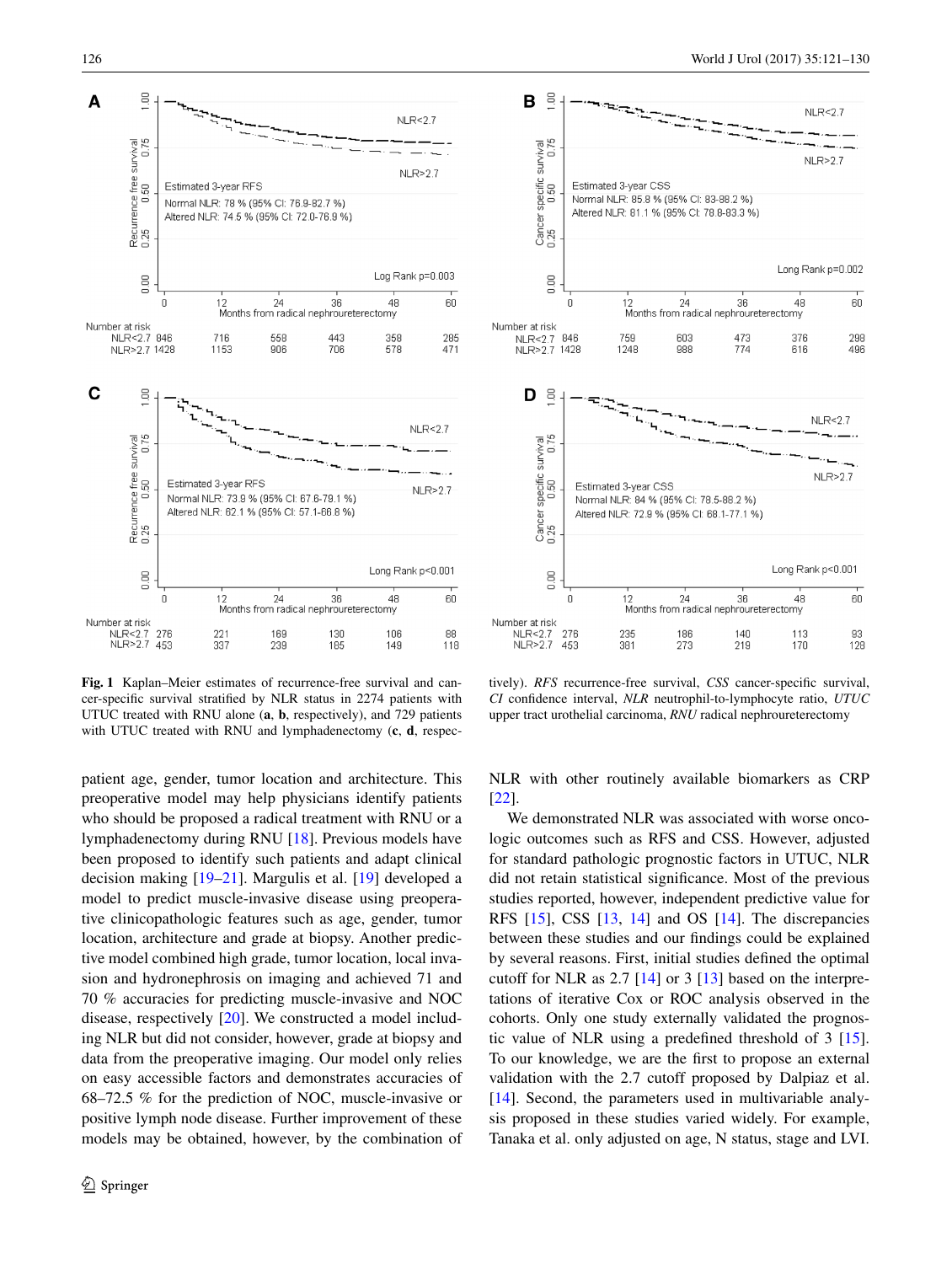**Fig. 1** Kaplan–Meier estimates of recurrence-free survival and cancer-specific survival stratified by NLR status in 2274 patients with UTUC treated with RNU alone (**a**, **b**, respectively), and 729 patients with UTUC treated with RNU and lymphadenectomy (**c**, **d**, respectively). *RFS* recurrence-free survival, *CSS* cancer-specific survival, *CI* confidence interval, *NLR* neutrophil-to-lymphocyte ratio, *UTUC* upper tract urothelial carcinoma, *RNU* radical nephroureterectomy

patient age, gender, tumor location and architecture. This preoperative model may help physicians identify patients who should be proposed a radical treatment with RNU or a lymphadenectomy during RNU [18]. Previous models have been proposed to identify such patients and adapt clinical decision making [19–21]. Margulis et al. [19] developed a model to predict muscle-invasive disease using preoperative clinicopathological features such as age, gender, tumor location, architecture and grade at biopsy. Another predictive model combined high grade, tumor location, local invasion and hydronephrosis on imaging and achieved 71 and 70 % accuracies for predicting muscle-invasive and NOC disease, respectively [20]. We constructed a model including NLR but did not consider, however, grade at biopsy and data from the preoperative imaging. Our model only relies on easy accessible factors and demonstrates accuracies of 68–72.5 % for the prediction of NOC, muscle-invasive or positive lymph node disease. Further improvement of these models may be obtained, however, by the combination of NLR with other routinely available biomarkers as CRP [22].

We demonstrated NLR was associated with worse oncologic outcomes such as RFS and CSS. However, adjusted for standard pathologic prognostic factors in UTUC, NLR did not retain statistical significance. Most of the previous studies reported, however, independent predictive value for RFS [15], CSS [13, 14] and OS [14]. The discrepancies between these studies and our findings could be explained by several reasons. First, initial studies defined the optimal cutoff for NLR as 2.7 [14] or 3 [13] based on the interpretations of iterative Cox or ROC analysis observed in the cohorts. Only one study externally validated the prognostic value of NLR using a predefined threshold of 3 [15]. To our knowledge, we are the first to propose an external validation with the 2.7 cutoff proposed by Dalpiaz et al. [14]. Second, the parameters used in multivariable analysis proposed in these studies varied widely. For example, Tanaka et al. only adjusted on age, N status, stage and LVI.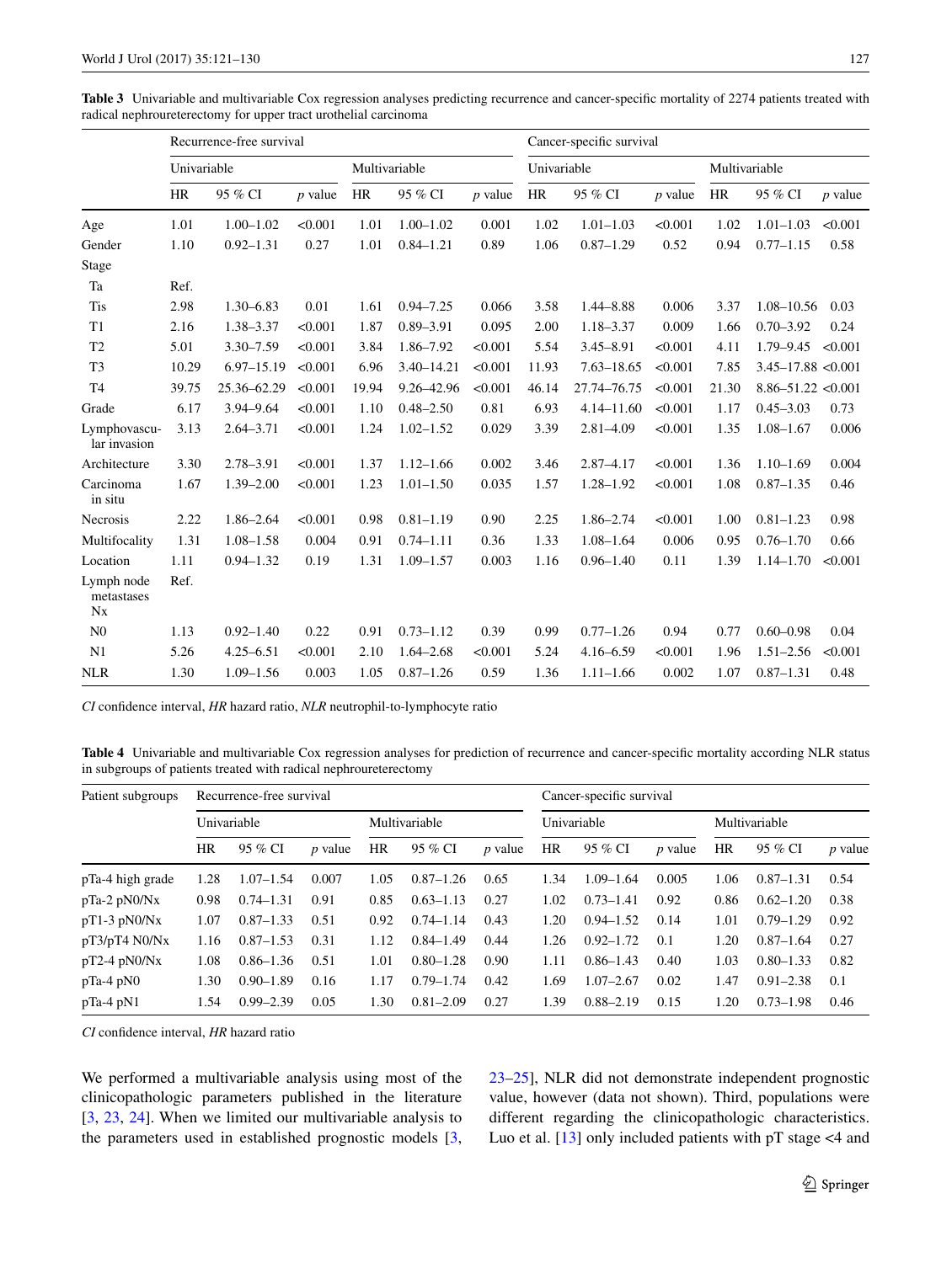**Table 3** Univariable and multivariable Cox regression analyses predicting recurrence and cancer-specific mortality of 2274 patients treated with radical nephroureterectomy for upper tract urothelial carcinoma

| | Recurrence-free survival | | | | | | Cancer-specific survival | | | | | |
|---|---|---|---|---|---|---|---|---|---|---|---|---|
| | Univariable | | | Multivariable | | | Univariable | | | Multivariable | | |
| | HR | 95 % CI | *p* value | HR | 95 % CI | *p* value | HR | 95 % CI | *p* value | HR | 95 % CI | *p* value |
| Age | 1.01 | 1.00–1.02 | <0.001 | 1.01 | 1.00–1.02 | 0.001 | 1.02 | 1.01–1.03 | <0.001 | 1.02 | 1.01–1.03 | <0.001 |
| Gender | 1.10 | 0.92–1.31 | 0.27 | 1.01 | 0.84–1.21 | 0.89 | 1.06 | 0.87–1.29 | 0.52 | 0.94 | 0.77–1.15 | 0.58 |
| Stage | | | | | | | | | | | | |
| Ta | Ref. | | | | | | | | | | | |
| Tis | 2.98 | 1.30–6.83 | 0.01 | 1.61 | 0.94–7.25 | 0.066 | 3.58 | 1.44–8.88 | 0.006 | 3.37 | 1.08–10.56 | 0.03 |
| T1 | 2.16 | 1.38–3.37 | <0.001 | 1.87 | 0.89–3.91 | 0.095 | 2.00 | 1.18–3.37 | 0.009 | 1.66 | 0.70–3.92 | 0.24 |
| T2 | 5.01 | 3.30–7.59 | <0.001 | 3.84 | 1.86–7.92 | <0.001 | 5.54 | 3.45–8.91 | <0.001 | 4.11 | 1.79–9.45 | <0.001 |
| T3 | 10.29 | 6.97–15.19 | <0.001 | 6.96 | 3.40–14.21 | <0.001 | 11.93 | 7.63–18.65 | <0.001 | 7.85 | 3.45–17.88 | <0.001 |
| T4 | 39.75 | 25.36–62.29 | <0.001 | 19.94 | 9.26–42.96 | <0.001 | 46.14 | 27.74–76.75 | <0.001 | 21.30 | 8.86–51.22 | <0.001 |
| Grade | 6.17 | 3.94–9.64 | <0.001 | 1.10 | 0.48–2.50 | 0.81 | 6.93 | 4.14–11.60 | <0.001 | 1.17 | 0.45–3.03 | 0.73 |
| Lymphovascular invasion | 3.13 | 2.64–3.71 | <0.001 | 1.24 | 1.02–1.52 | 0.029 | 3.39 | 2.81–4.09 | <0.001 | 1.35 | 1.08–1.67 | 0.006 |
| Architecture | 3.30 | 2.78–3.91 | <0.001 | 1.37 | 1.12–1.66 | 0.002 | 3.46 | 2.87–4.17 | <0.001 | 1.36 | 1.10–1.69 | 0.004 |
| Carcinoma in situ | 1.67 | 1.39–2.00 | <0.001 | 1.23 | 1.01–1.50 | 0.035 | 1.57 | 1.28–1.92 | <0.001 | 1.08 | 0.87–1.35 | 0.46 |
| Necrosis | 2.22 | 1.86–2.64 | <0.001 | 0.98 | 0.81–1.19 | 0.90 | 2.25 | 1.86–2.74 | <0.001 | 1.00 | 0.81–1.23 | 0.98 |
| Multifocality | 1.31 | 1.08–1.58 | 0.004 | 0.91 | 0.74–1.11 | 0.36 | 1.33 | 1.08–1.64 | 0.006 | 0.95 | 0.76–1.70 | 0.66 |
| Location | 1.11 | 0.94–1.32 | 0.19 | 1.31 | 1.09–1.57 | 0.003 | 1.16 | 0.96–1.40 | 0.11 | 1.39 | 1.14–1.70 | <0.001 |
| Lymph node metastases Nx | Ref. | | | | | | | | | | | |
| N0 | 1.13 | 0.92–1.40 | 0.22 | 0.91 | 0.73–1.12 | 0.39 | 0.99 | 0.77–1.26 | 0.94 | 0.77 | 0.60–0.98 | 0.04 |
| N1 | 5.26 | 4.25–6.51 | <0.001 | 2.10 | 1.64–2.68 | <0.001 | 5.24 | 4.16–6.59 | <0.001 | 1.96 | 1.51–2.56 | <0.001 |
| NLR | 1.30 | 1.09–1.56 | 0.003 | 1.05 | 0.87–1.26 | 0.59 | 1.36 | 1.11–1.66 | 0.002 | 1.07 | 0.87–1.31 | 0.48 |

*CI* confidence interval, *HR* hazard ratio, *NLR* neutrophil-to-lymphocyte ratio

**Table 4** Univariable and multivariable Cox regression analyses for prediction of recurrence and cancer-specific mortality according NLR status in subgroups of patients treated with radical nephroureterectomy

| Patient subgroups | Recurrence-free survival | | | | | | Cancer-specific survival | | | | | |
|---|---|---|---|---|---|---|---|---|---|---|---|---|
| | Univariable | | | Multivariable | | | Univariable | | | Multivariable | | |
| | HR | 95 % CI | *p* value | HR | 95 % CI | *p* value | HR | 95 % CI | *p* value | HR | 95 % CI | *p* value |
| pTa-4 high grade | 1.28 | 1.07–1.54 | 0.007 | 1.05 | 0.87–1.26 | 0.65 | 1.34 | 1.09–1.64 | 0.005 | 1.06 | 0.87–1.31 | 0.54 |
| pTa-2 pN0/Nx | 0.98 | 0.74–1.31 | 0.91 | 0.85 | 0.63–1.13 | 0.27 | 1.02 | 0.73–1.41 | 0.92 | 0.86 | 0.62–1.20 | 0.38 |
| pT1-3 pN0/Nx | 1.07 | 0.87–1.33 | 0.51 | 0.92 | 0.74–1.14 | 0.43 | 1.20 | 0.94–1.52 | 0.14 | 1.01 | 0.79–1.29 | 0.92 |
| pT3/pT4 N0/Nx | 1.16 | 0.87–1.53 | 0.31 | 1.12 | 0.84–1.49 | 0.44 | 1.26 | 0.92–1.72 | 0.1 | 1.20 | 0.87–1.64 | 0.27 |
| pT2-4 pN0/Nx | 1.08 | 0.86–1.36 | 0.51 | 1.01 | 0.80–1.28 | 0.90 | 1.11 | 0.86–1.43 | 0.40 | 1.03 | 0.80–1.33 | 0.82 |
| pTa-4 pN0 | 1.30 | 0.90–1.89 | 0.16 | 1.17 | 0.79–1.74 | 0.42 | 1.69 | 1.07–2.67 | 0.02 | 1.47 | 0.91–2.38 | 0.1 |
| pTa-4 pN1 | 1.54 | 0.99–2.39 | 0.05 | 1.30 | 0.81–2.09 | 0.27 | 1.39 | 0.88–2.19 | 0.15 | 1.20 | 0.73–1.98 | 0.46 |

*CI* confidence interval, *HR* hazard ratio

We performed a multivariable analysis using most of the clinicopathologic parameters published in the literature [3, 23, 24]. When we limited our multivariable analysis to the parameters used in established prognostic models [3, 23–25], NLR did not demonstrate independent prognostic value, however (data not shown). Third, populations were different regarding the clinicopathologic characteristics. Luo et al. [13] only included patients with pT stage <4 and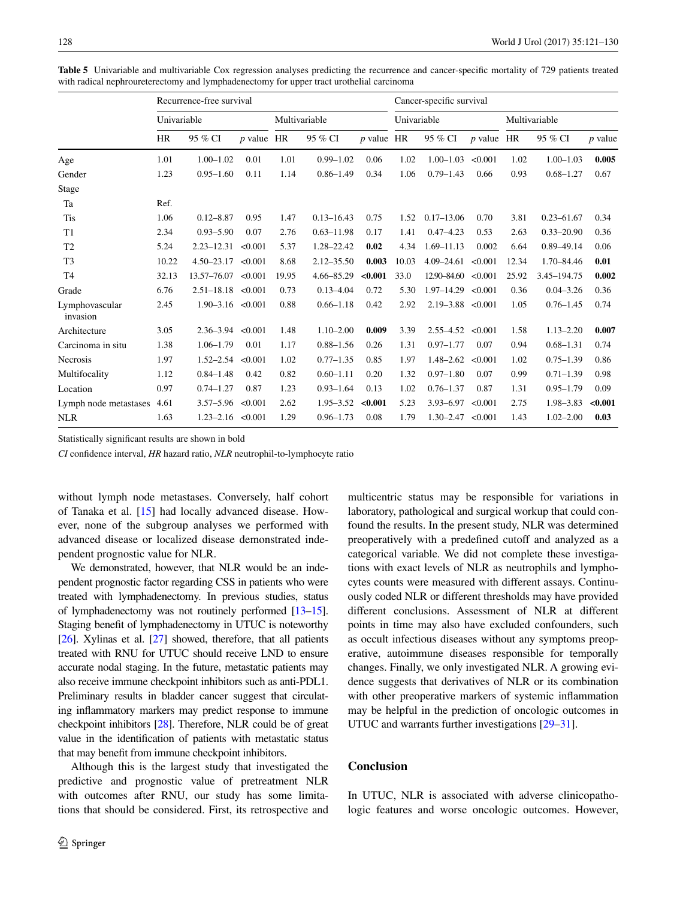**Table 5** Univariable and multivariable Cox regression analyses predicting the recurrence and cancer-specific mortality of 729 patients treated with radical nephroureterectomy and lymphadenectomy for upper tract urothelial carcinoma

| | Recurrence-free survival | | | | | | Cancer-specific survival | | | | | |
|---|---|---|---|---|---|---|---|---|---|---|---|---|
| | Univariable | | | Multivariable | | | Univariable | | | Multivariable | | |
| | HR | 95 % CI | *p* value | HR | 95 % CI | *p* value | HR | 95 % CI | *p* value | HR | 95 % CI | *p* value |
| Age | 1.01 | 1.00–1.02 | 0.01 | 1.01 | 0.99–1.02 | 0.06 | 1.02 | 1.00–1.03 | <0.001 | 1.02 | 1.00–1.03 | **0.005** |
| Gender | 1.23 | 0.95–1.60 | 0.11 | 1.14 | 0.86–1.49 | 0.34 | 1.06 | 0.79–1.43 | 0.66 | 0.93 | 0.68–1.27 | 0.67 |
| Stage | | | | | | | | | | | | |
| Ta | Ref. | | | | | | | | | | | |
| Tis | 1.06 | 0.12–8.87 | 0.95 | 1.47 | 0.13–16.43 | 0.75 | 1.52 | 0.17–13.06 | 0.70 | 3.81 | 0.23–61.67 | 0.34 |
| T1 | 2.34 | 0.93–5.90 | 0.07 | 2.76 | 0.63–11.98 | 0.17 | 1.41 | 0.47–4.23 | 0.53 | 2.63 | 0.33–20.90 | 0.36 |
| T2 | 5.24 | 2.23–12.31 | <0.001 | 5.37 | 1.28–22.42 | **0.02** | 4.34 | 1.69–11.13 | 0.002 | 6.64 | 0.89–49.14 | 0.06 |
| T3 | 10.22 | 4.50–23.17 | <0.001 | 8.68 | 2.12–35.50 | **0.003** | 10.03 | 4.09–24.61 | <0.001 | 12.34 | 1.70–84.46 | **0.01** |
| T4 | 32.13 | 13.57–76.07 | <0.001 | 19.95 | 4.66–85.29 | **<0.001** | 33.0 | 12.90–84.60 | <0.001 | 25.92 | 3.45–194.75 | **0.002** |
| Grade | 6.76 | 2.51–18.18 | <0.001 | 0.73 | 0.13–4.04 | 0.72 | 5.30 | 1.97–14.29 | <0.001 | 0.36 | 0.04–3.26 | 0.36 |
| Lymphovascular invasion | 2.45 | 1.90–3.16 | <0.001 | 0.88 | 0.66–1.18 | 0.42 | 2.92 | 2.19–3.88 | <0.001 | 1.05 | 0.76–1.45 | 0.74 |
| Architecture | 3.05 | 2.36–3.94 | <0.001 | 1.48 | 1.10–2.00 | **0.009** | 3.39 | 2.55–4.52 | <0.001 | 1.58 | 1.13–2.20 | **0.007** |
| Carcinoma in situ | 1.38 | 1.06–1.79 | 0.01 | 1.17 | 0.88–1.56 | 0.26 | 1.31 | 0.97–1.77 | 0.07 | 0.94 | 0.68–1.31 | 0.74 |
| Necrosis | 1.97 | 1.52–2.54 | <0.001 | 1.02 | 0.77–1.35 | 0.85 | 1.97 | 1.48–2.62 | <0.001 | 1.02 | 0.75–1.39 | 0.86 |
| Multifocality | 1.12 | 0.84–1.48 | 0.42 | 0.82 | 0.60–1.11 | 0.20 | 1.32 | 0.97–1.80 | 0.07 | 0.99 | 0.71–1.39 | 0.98 |
| Location | 0.97 | 0.74–1.27 | 0.87 | 1.23 | 0.93–1.64 | 0.13 | 1.02 | 0.76–1.37 | 0.87 | 1.31 | 0.95–1.79 | 0.09 |
| Lymph node metastases | 4.61 | 3.57–5.96 | <0.001 | 2.62 | 1.95–3.52 | **<0.001** | 5.23 | 3.93–6.97 | <0.001 | 2.75 | 1.98–3.83 | **<0.001** |
| NLR | 1.63 | 1.23–2.16 | <0.001 | 1.29 | 0.96–1.73 | 0.08 | 1.79 | 1.30–2.47 | <0.001 | 1.43 | 1.02–2.00 | **0.03** |

Statistically significant results are shown in bold

*CI* confidence interval, *HR* hazard ratio, *NLR* neutrophil-to-lymphocyte ratio

without lymph node metastases. Conversely, half cohort of Tanaka et al. [15] had locally advanced disease. However, none of the subgroup analyses we performed with advanced disease or localized disease demonstrated independent prognostic value for NLR.

We demonstrated, however, that NLR would be an independent prognostic factor regarding CSS in patients who were treated with lymphadenectomy. In previous studies, status of lymphadenectomy was not routinely performed [13–15]. Staging benefit of lymphadenectomy in UTUC is noteworthy [26]. Xylinas et al. [27] showed, therefore, that all patients treated with RNU for UTUC should receive LND to ensure accurate nodal staging. In the future, metastatic patients may also receive immune checkpoint inhibitors such as anti-PDL1. Preliminary results in bladder cancer suggest that circulating inflammatory markers may predict response to immune checkpoint inhibitors [28]. Therefore, NLR could be of great value in the identification of patients with metastatic status that may benefit from immune checkpoint inhibitors.

Although this is the largest study that investigated the predictive and prognostic value of pretreatment NLR with outcomes after RNU, our study has some limitations that should be considered. First, its retrospective and multicentric status may be responsible for variations in laboratory, pathological and surgical workup that could confound the results. In the present study, NLR was determined preoperatively with a predefined cutoff and analyzed as a categorical variable. We did not complete these investigations with exact levels of NLR as neutrophils and lymphocytes counts were measured with different assays. Continuously coded NLR or different thresholds may have provided different conclusions. Assessment of NLR at different points in time may also have excluded confounders, such as occult infectious diseases without any symptoms preoperative, autoimmune diseases responsible for temporally changes. Finally, we only investigated NLR. A growing evidence suggests that derivatives of NLR or its combination with other preoperative markers of systemic inflammation may be helpful in the prediction of oncologic outcomes in UTUC and warrants further investigations [29–31].

## Conclusion

In UTUC, NLR is associated with adverse clinicopathologic features and worse oncologic outcomes. However,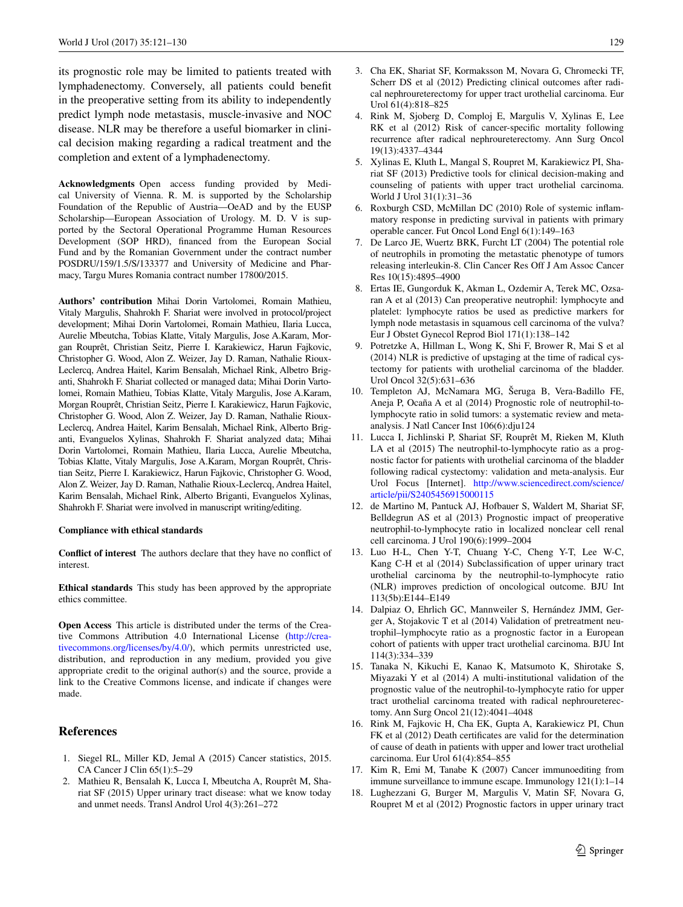its prognostic role may be limited to patients treated with lymphadenectomy. Conversely, all patients could benefit in the preoperative setting from its ability to independently predict lymph node metastasis, muscle-invasive and NOC disease. NLR may be therefore a useful biomarker in clinical decision making regarding a radical treatment and the completion and extent of a lymphadenectomy.

**Acknowledgments** Open access funding provided by Medical University of Vienna. R. M. is supported by the Scholarship Foundation of the Republic of Austria—OeAD and by the EUSP Scholarship—European Association of Urology. M. D. V is supported by the Sectoral Operational Programme Human Resources Development (SOP HRD), financed from the European Social Fund and by the Romanian Government under the contract number POSDRU/159/1.5/S/133377 and University of Medicine and Pharmacy, Targu Mures Romania contract number 17800/2015.

**Authors' contribution** Mihai Dorin Vartolomei, Romain Mathieu, Vitaly Margulis, Shahrokh F. Shariat were involved in protocol/project development; Mihai Dorin Vartolomei, Romain Mathieu, Ilaria Lucca, Aurelie Mbeutcha, Tobias Klatte, Vitaly Margulis, Jose A.Karam, Morgan Rouprêt, Christian Seitz, Pierre I. Karakiewicz, Harun Fajkovic, Christopher G. Wood, Alon Z. Weizer, Jay D. Raman, Nathalie Rioux-Leclercq, Andrea Haitel, Karim Bensalah, Michael Rink, Albetro Briganti, Shahrokh F. Shariat collected or managed data; Mihai Dorin Vartolomei, Romain Mathieu, Tobias Klatte, Vitaly Margulis, Jose A.Karam, Morgan Rouprêt, Christian Seitz, Pierre I. Karakiewicz, Harun Fajkovic, Christopher G. Wood, Alon Z. Weizer, Jay D. Raman, Nathalie Rioux-Leclercq, Andrea Haitel, Karim Bensalah, Michael Rink, Alberto Briganti, Evanguelos Xylinas, Shahrokh F. Shariat analyzed data; Mihai Dorin Vartolomei, Romain Mathieu, Ilaria Lucca, Aurelie Mbeutcha, Tobias Klatte, Vitaly Margulis, Jose A.Karam, Morgan Rouprêt, Christian Seitz, Pierre I. Karakiewicz, Harun Fajkovic, Christopher G. Wood, Alon Z. Weizer, Jay D. Raman, Nathalie Rioux-Leclercq, Andrea Haitel, Karim Bensalah, Michael Rink, Alberto Briganti, Evanguelos Xylinas, Shahrokh F. Shariat were involved in manuscript writing/editing.

**Compliance with ethical standards**

**Conflict of interest** The authors declare that they have no conflict of interest.

**Ethical standards** This study has been approved by the appropriate ethics committee.

**Open Access** This article is distributed under the terms of the Creative Commons Attribution 4.0 International License (http://creativecommons.org/licenses/by/4.0/), which permits unrestricted use, distribution, and reproduction in any medium, provided you give appropriate credit to the original author(s) and the source, provide a link to the Creative Commons license, and indicate if changes were made.

## References

1. Siegel RL, Miller KD, Jemal A (2015) Cancer statistics, 2015. CA Cancer J Clin 65(1):5–29
2. Mathieu R, Bensalah K, Lucca I, Mbeutcha A, Rouprêt M, Shariat SF (2015) Upper urinary tract disease: what we know today and unmet needs. Transl Androl Urol 4(3):261–272
3. Cha EK, Shariat SF, Kormaksson M, Novara G, Chromecki TF, Scherr DS et al (2012) Predicting clinical outcomes after radical nephroureterectomy for upper tract urothelial carcinoma. Eur Urol 61(4):818–825
4. Rink M, Sjoberg D, Comploj E, Margulis V, Xylinas E, Lee RK et al (2012) Risk of cancer-specific mortality following recurrence after radical nephroureterectomy. Ann Surg Oncol 19(13):4337–4344
5. Xylinas E, Kluth L, Mangal S, Roupret M, Karakiewicz PI, Shariat SF (2013) Predictive tools for clinical decision-making and counseling of patients with upper tract urothelial carcinoma. World J Urol 31(1):31–36
6. Roxburgh CSD, McMillan DC (2010) Role of systemic inflammatory response in predicting survival in patients with primary operable cancer. Fut Oncol Lond Engl 6(1):149–163
7. De Larco JE, Wuertz BRK, Furcht LT (2004) The potential role of neutrophils in promoting the metastatic phenotype of tumors releasing interleukin-8. Clin Cancer Res Off J Am Assoc Cancer Res 10(15):4895–4900
8. Ertas IE, Gungorduk K, Akman L, Ozdemir A, Terek MC, Ozsaran A et al (2013) Can preoperative neutrophil: lymphocyte and platelet: lymphocyte ratios be used as predictive markers for lymph node metastasis in squamous cell carcinoma of the vulva? Eur J Obstet Gynecol Reprod Biol 171(1):138–142
9. Potretzke A, Hillman L, Wong K, Shi F, Brower R, Mai S et al (2014) NLR is predictive of upstaging at the time of radical cystectomy for patients with urothelial carcinoma of the bladder. Urol Oncol 32(5):631–636
10. Templeton AJ, McNamara MG, Šeruga B, Vera-Badillo FE, Aneja P, Ocaña A et al (2014) Prognostic role of neutrophil-to-lymphocyte ratio in solid tumors: a systematic review and meta-analysis. J Natl Cancer Inst 106(6):dju124
11. Lucca I, Jichlinski P, Shariat SF, Rouprêt M, Rieken M, Kluth LA et al (2015) The neutrophil-to-lymphocyte ratio as a prognostic factor for patients with urothelial carcinoma of the bladder following radical cystectomy: validation and meta-analysis. Eur Urol Focus [Internet]. http://www.sciencedirect.com/science/article/pii/S2405456915000115
12. de Martino M, Pantuck AJ, Hofbauer S, Waldert M, Shariat SF, Belldegrun AS et al (2013) Prognostic impact of preoperative neutrophil-to-lymphocyte ratio in localized nonclear cell renal cell carcinoma. J Urol 190(6):1999–2004
13. Luo H-L, Chen Y-T, Chuang Y-C, Cheng Y-T, Lee W-C, Kang C-H et al (2014) Subclassification of upper urinary tract urothelial carcinoma by the neutrophil-to-lymphocyte ratio (NLR) improves prediction of oncological outcome. BJU Int 113(5b):E144–E149
14. Dalpiaz O, Ehrlich GC, Mannweiler S, Hernández JMM, Gerger A, Stojakovic T et al (2014) Validation of pretreatment neutrophil–lymphocyte ratio as a prognostic factor in a European cohort of patients with upper tract urothelial carcinoma. BJU Int 114(3):334–339
15. Tanaka N, Kikuchi E, Kanao K, Matsumoto K, Shirotake S, Miyazaki Y et al (2014) A multi-institutional validation of the prognostic value of the neutrophil-to-lymphocyte ratio for upper tract urothelial carcinoma treated with radical nephroureterectomy. Ann Surg Oncol 21(12):4041–4048
16. Rink M, Fajkovic H, Cha EK, Gupta A, Karakiewicz PI, Chun FK et al (2012) Death certificates are valid for the determination of cause of death in patients with upper and lower tract urothelial carcinoma. Eur Urol 61(4):854–855
17. Kim R, Emi M, Tanabe K (2007) Cancer immunoediting from immune surveillance to immune escape. Immunology 121(1):1–14
18. Lughezzani G, Burger M, Margulis V, Matin SF, Novara G, Roupret M et al (2012) Prognostic factors in upper urinary tract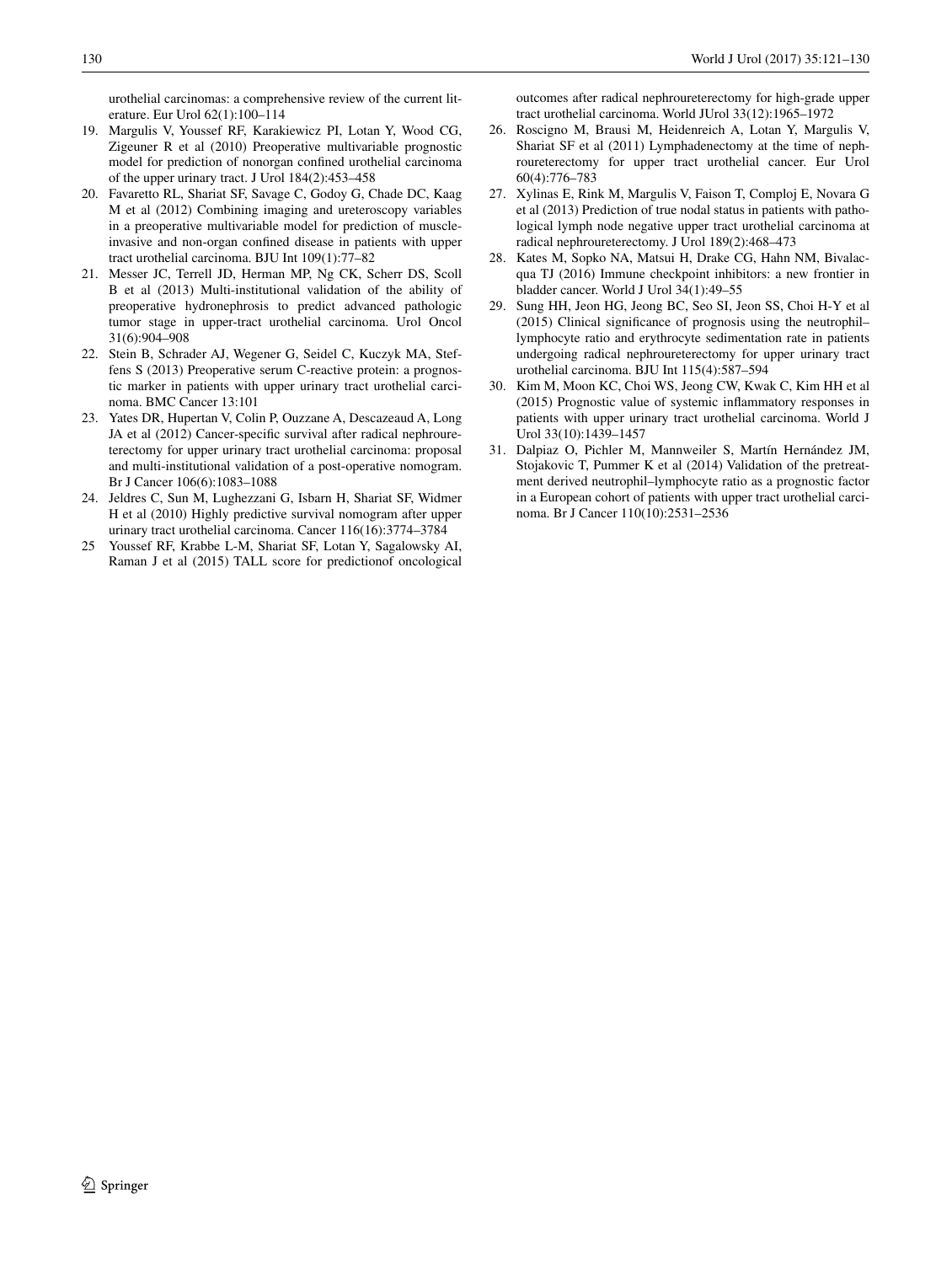urothelial carcinomas: a comprehensive review of the current literature. Eur Urol 62(1):100–114

19. Margulis V, Youssef RF, Karakiewicz PI, Lotan Y, Wood CG, Zigeuner R et al (2010) Preoperative multivariable prognostic model for prediction of nonorgan confined urothelial carcinoma of the upper urinary tract. J Urol 184(2):453–458
20. Favaretto RL, Shariat SF, Savage C, Godoy G, Chade DC, Kaag M et al (2012) Combining imaging and ureteroscopy variables in a preoperative multivariable model for prediction of muscle-invasive and non-organ confined disease in patients with upper tract urothelial carcinoma. BJU Int 109(1):77–82
21. Messer JC, Terrell JD, Herman MP, Ng CK, Scherr DS, Scoll B et al (2013) Multi-institutional validation of the ability of preoperative hydronephrosis to predict advanced pathologic tumor stage in upper-tract urothelial carcinoma. Urol Oncol 31(6):904–908
22. Stein B, Schrader AJ, Wegener G, Seidel C, Kuczyk MA, Steffens S (2013) Preoperative serum C-reactive protein: a prognostic marker in patients with upper urinary tract urothelial carcinoma. BMC Cancer 13:101
23. Yates DR, Hupertan V, Colin P, Ouzzane A, Descazeaud A, Long JA et al (2012) Cancer-specific survival after radical nephroureterectomy for upper urinary tract urothelial carcinoma: proposal and multi-institutional validation of a post-operative nomogram. Br J Cancer 106(6):1083–1088
24. Jeldres C, Sun M, Lughezzani G, Isbarn H, Shariat SF, Widmer H et al (2010) Highly predictive survival nomogram after upper urinary tract urothelial carcinoma. Cancer 116(16):3774–3784
25. Youssef RF, Krabbe L-M, Shariat SF, Lotan Y, Sagalowsky AI, Raman J et al (2015) TALL score for predictionof oncological outcomes after radical nephroureterectomy for high-grade upper tract urothelial carcinoma. World JUrol 33(12):1965–1972
26. Roscigno M, Brausi M, Heidenreich A, Lotan Y, Margulis V, Shariat SF et al (2011) Lymphadenectomy at the time of nephroureterectomy for upper tract urothelial cancer. Eur Urol 60(4):776–783
27. Xylinas E, Rink M, Margulis V, Faison T, Comploj E, Novara G et al (2013) Prediction of true nodal status in patients with pathological lymph node negative upper tract urothelial carcinoma at radical nephroureterectomy. J Urol 189(2):468–473
28. Kates M, Sopko NA, Matsui H, Drake CG, Hahn NM, Bivalacqua TJ (2016) Immune checkpoint inhibitors: a new frontier in bladder cancer. World J Urol 34(1):49–55
29. Sung HH, Jeon HG, Jeong BC, Seo SI, Jeon SS, Choi H-Y et al (2015) Clinical significance of prognosis using the neutrophil–lymphocyte ratio and erythrocyte sedimentation rate in patients undergoing radical nephroureterectomy for upper urinary tract urothelial carcinoma. BJU Int 115(4):587–594
30. Kim M, Moon KC, Choi WS, Jeong CW, Kwak C, Kim HH et al (2015) Prognostic value of systemic inflammatory responses in patients with upper urinary tract urothelial carcinoma. World J Urol 33(10):1439–1457
31. Dalpiaz O, Pichler M, Mannweiler S, Martín Hernández JM, Stojakovic T, Pummer K et al (2014) Validation of the pretreatment derived neutrophil–lymphocyte ratio as a prognostic factor in a European cohort of patients with upper tract urothelial carcinoma. Br J Cancer 110(10):2531–2536